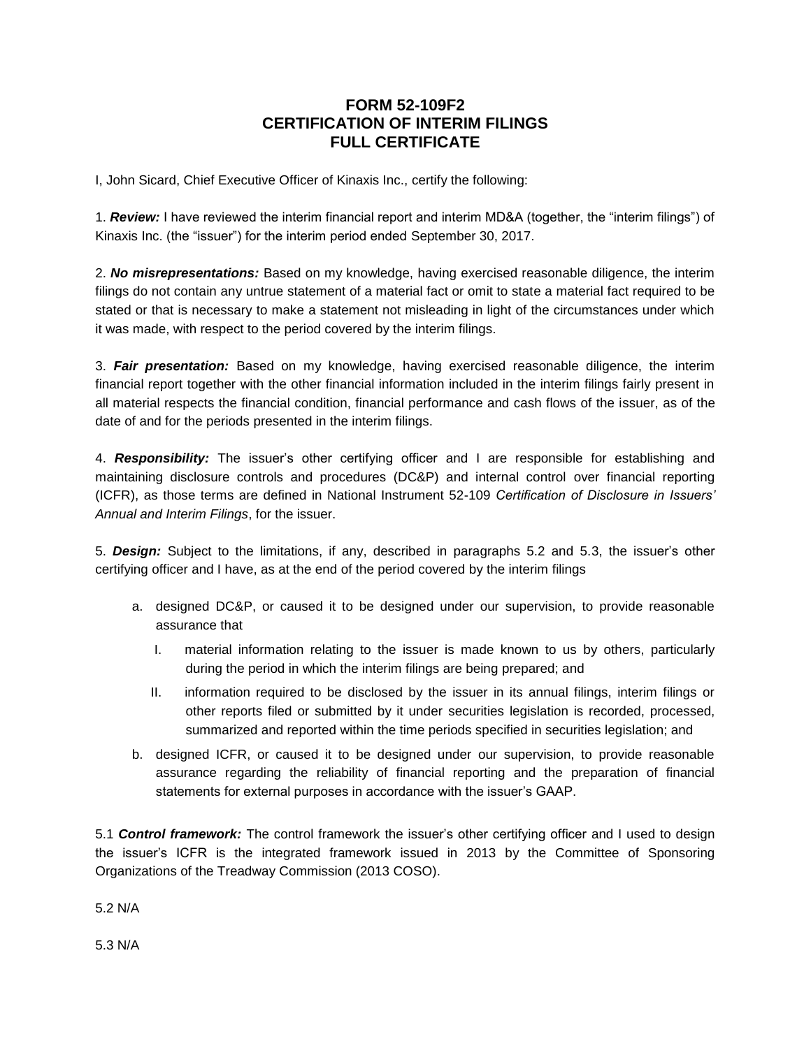# FORM 52-109F2
# CERTIFICATION OF INTERIM FILINGS
# FULL CERTIFICATE

I, John Sicard, Chief Executive Officer of Kinaxis Inc., certify the following:

1. ***Review:*** I have reviewed the interim financial report and interim MD&A (together, the "interim filings") of Kinaxis Inc. (the "issuer") for the interim period ended September 30, 2017.

2. ***No misrepresentations:*** Based on my knowledge, having exercised reasonable diligence, the interim filings do not contain any untrue statement of a material fact or omit to state a material fact required to be stated or that is necessary to make a statement not misleading in light of the circumstances under which it was made, with respect to the period covered by the interim filings.

3. ***Fair presentation:*** Based on my knowledge, having exercised reasonable diligence, the interim financial report together with the other financial information included in the interim filings fairly present in all material respects the financial condition, financial performance and cash flows of the issuer, as of the date of and for the periods presented in the interim filings.

4. ***Responsibility:*** The issuer's other certifying officer and I are responsible for establishing and maintaining disclosure controls and procedures (DC&P) and internal control over financial reporting (ICFR), as those terms are defined in National Instrument 52-109 *Certification of Disclosure in Issuers' Annual and Interim Filings*, for the issuer.

5. ***Design:*** Subject to the limitations, if any, described in paragraphs 5.2 and 5.3, the issuer's other certifying officer and I have, as at the end of the period covered by the interim filings

   a. designed DC&P, or caused it to be designed under our supervision, to provide reasonable assurance that

      I. material information relating to the issuer is made known to us by others, particularly during the period in which the interim filings are being prepared; and

      II. information required to be disclosed by the issuer in its annual filings, interim filings or other reports filed or submitted by it under securities legislation is recorded, processed, summarized and reported within the time periods specified in securities legislation; and

   b. designed ICFR, or caused it to be designed under our supervision, to provide reasonable assurance regarding the reliability of financial reporting and the preparation of financial statements for external purposes in accordance with the issuer's GAAP.

5.1 ***Control framework:*** The control framework the issuer's other certifying officer and I used to design the issuer's ICFR is the integrated framework issued in 2013 by the Committee of Sponsoring Organizations of the Treadway Commission (2013 COSO).

5.2 N/A

5.3 N/A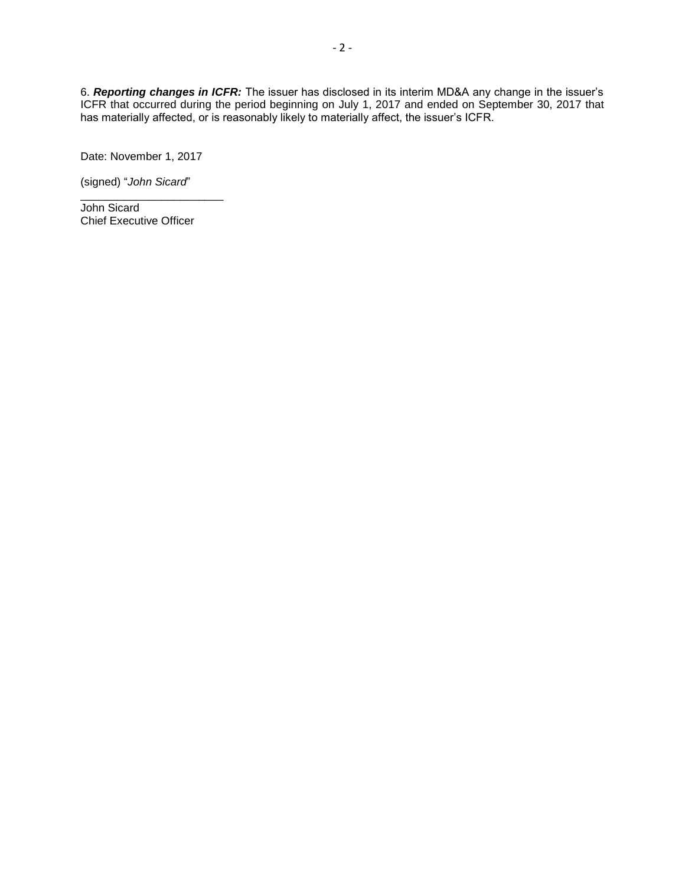6. ***Reporting changes in ICFR:*** The issuer has disclosed in its interim MD&A any change in the issuer's ICFR that occurred during the period beginning on July 1, 2017 and ended on September 30, 2017 that has materially affected, or is reasonably likely to materially affect, the issuer's ICFR.

Date: November 1, 2017

(signed) "*John Sicard*"

_______________________

John Sicard
Chief Executive Officer